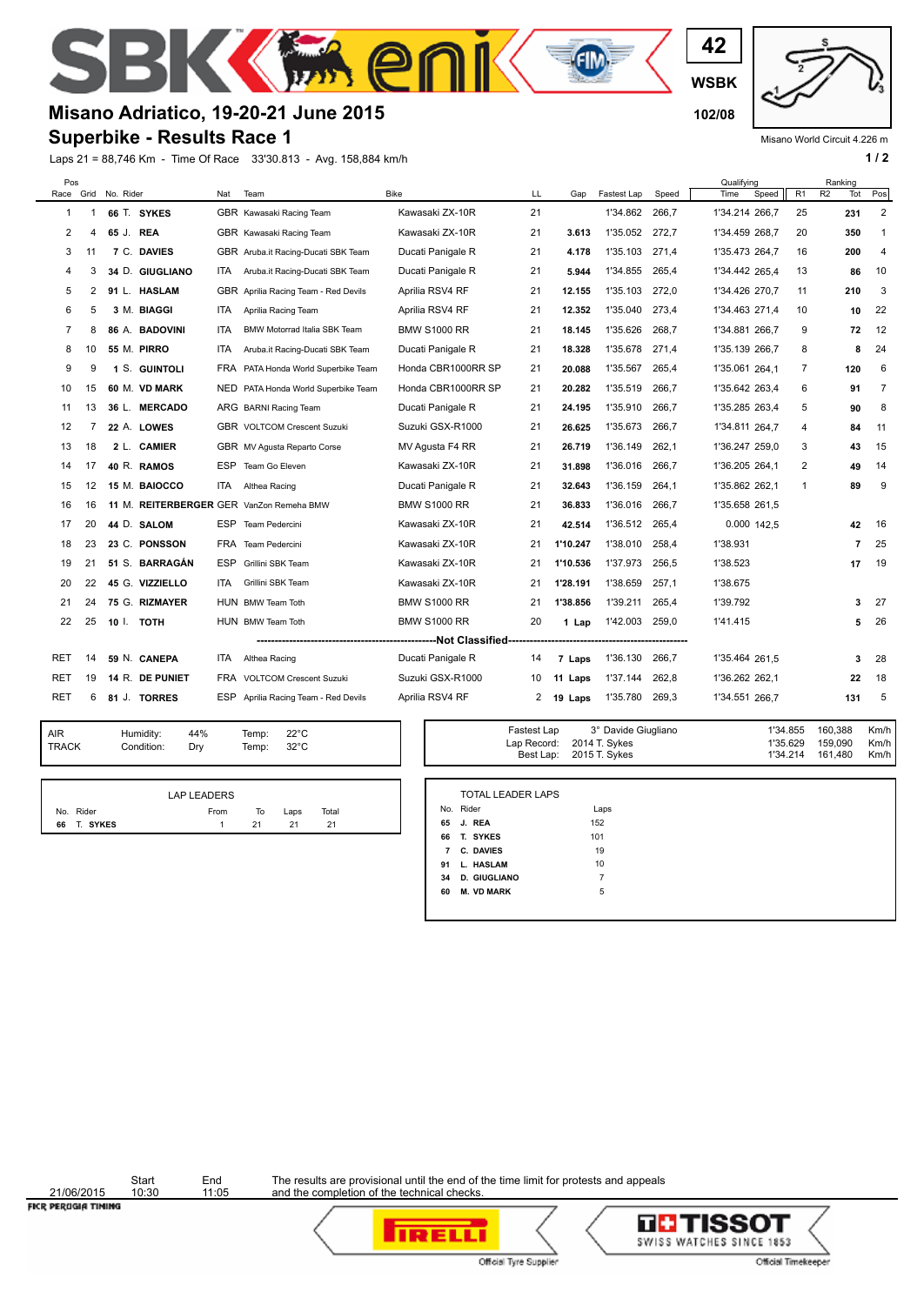# Misano Adriatico, 19-20-21 June 2015

## Superbike - Results Race 1

42
WSBK
102/08

Misano World Circuit 4.226 m

Laps 21 = 88,746 Km - Time Of Race 33'30.813 - Avg. 158,884 km/h

| Pos Race | Pos Grid | No. | Rider | Nat | Team | Bike | LL | Gap | Fastest Lap | Speed | Qualifying Time | Qualifying Speed | R1 | R2 | Ranking Tot | Ranking Pos |
|---|---|---|---|---|---|---|---|---|---|---|---|---|---|---|---|---|
| 1 | 1 | 66 | T. SYKES | GBR | Kawasaki Racing Team | Kawasaki ZX-10R | 21 | | 1'34.862 | 266,7 | 1'34.214 | 266,7 | 25 | | 231 | 2 |
| 2 | 4 | 65 | J. REA | GBR | Kawasaki Racing Team | Kawasaki ZX-10R | 21 | 3.613 | 1'35.052 | 272,7 | 1'34.459 | 268,7 | 20 | | 350 | 1 |
| 3 | 11 | 7 | C. DAVIES | GBR | Aruba.it Racing-Ducati SBK Team | Ducati Panigale R | 21 | 4.178 | 1'35.103 | 271,4 | 1'35.473 | 264,7 | 16 | | 200 | 4 |
| 4 | 3 | 34 | D. GIUGLIANO | ITA | Aruba.it Racing-Ducati SBK Team | Ducati Panigale R | 21 | 5.944 | 1'34.855 | 265,4 | 1'34.442 | 265,4 | 13 | | 86 | 10 |
| 5 | 2 | 91 | L. HASLAM | GBR | Aprilia Racing Team - Red Devils | Aprilia RSV4 RF | 21 | 12.155 | 1'35.103 | 272,0 | 1'34.426 | 270,7 | 11 | | 210 | 3 |
| 6 | 5 | 3 | M. BIAGGI | ITA | Aprilia Racing Team | Aprilia RSV4 RF | 21 | 12.352 | 1'35.040 | 273,4 | 1'34.463 | 271,4 | 10 | | 10 | 22 |
| 7 | 8 | 86 | A. BADOVINI | ITA | BMW Motorrad Italia SBK Team | BMW S1000 RR | 21 | 18.145 | 1'35.626 | 268,7 | 1'34.881 | 266,7 | 9 | | 72 | 12 |
| 8 | 10 | 55 | M. PIRRO | ITA | Aruba.it Racing-Ducati SBK Team | Ducati Panigale R | 21 | 18.328 | 1'35.678 | 271,4 | 1'35.139 | 266,7 | 8 | | 8 | 24 |
| 9 | 9 | 1 | S. GUINTOLI | FRA | PATA Honda World Superbike Team | Honda CBR1000RR SP | 21 | 20.088 | 1'35.567 | 265,4 | 1'35.061 | 264,1 | 7 | | 120 | 6 |
| 10 | 15 | 60 | M. VD MARK | NED | PATA Honda World Superbike Team | Honda CBR1000RR SP | 21 | 20.282 | 1'35.519 | 266,7 | 1'35.642 | 263,4 | 6 | | 91 | 7 |
| 11 | 13 | 36 | L. MERCADO | ARG | BARNI Racing Team | Ducati Panigale R | 21 | 24.195 | 1'35.910 | 266,7 | 1'35.285 | 263,4 | 5 | | 90 | 8 |
| 12 | 7 | 22 | A. LOWES | GBR | VOLTCOM Crescent Suzuki | Suzuki GSX-R1000 | 21 | 26.625 | 1'35.673 | 266,7 | 1'34.811 | 264,7 | 4 | | 84 | 11 |
| 13 | 18 | 2 | L. CAMIER | GBR | MV Agusta Reparto Corse | MV Agusta F4 RR | 21 | 26.719 | 1'36.149 | 262,1 | 1'36.247 | 259,0 | 3 | | 43 | 15 |
| 14 | 17 | 40 | R. RAMOS | ESP | Team Go Eleven | Kawasaki ZX-10R | 21 | 31.898 | 1'36.016 | 266,7 | 1'36.205 | 264,1 | 2 | | 49 | 14 |
| 15 | 12 | 15 | M. BAIOCCO | ITA | Althea Racing | Ducati Panigale R | 21 | 32.643 | 1'36.159 | 264,1 | 1'35.862 | 262,1 | 1 | | 89 | 9 |
| 16 | 16 | 11 | M. REITERBERGER | GER | VanZon Remeha BMW | BMW S1000 RR | 21 | 36.833 | 1'36.016 | 266,7 | 1'35.658 | 261,5 | | | | |
| 17 | 20 | 44 | D. SALOM | ESP | Team Pedercini | Kawasaki ZX-10R | 21 | 42.514 | 1'36.512 | 265,4 | 0.000 | 142,5 | | | 42 | 16 |
| 18 | 23 | 23 | C. PONSSON | FRA | Team Pedercini | Kawasaki ZX-10R | 21 | 1'10.247 | 1'38.010 | 258,4 | 1'38.931 | | | | 7 | 25 |
| 19 | 21 | 51 | S. BARRAGÁN | ESP | Grillini SBK Team | Kawasaki ZX-10R | 21 | 1'10.536 | 1'37.973 | 256,5 | 1'38.523 | | | | 17 | 19 |
| 20 | 22 | 45 | G. VIZZIELLO | ITA | Grillini SBK Team | Kawasaki ZX-10R | 21 | 1'28.191 | 1'38.659 | 257,1 | 1'38.675 | | | | | |
| 21 | 24 | 75 | G. RIZMAYER | HUN | BMW Team Toth | BMW S1000 RR | 21 | 1'38.856 | 1'39.211 | 265,4 | 1'39.792 | | | | 3 | 27 |
| 22 | 25 | 10 | I. TOTH | HUN | BMW Team Toth | BMW S1000 RR | 20 | 1 Lap | 1'42.003 | 259,0 | 1'41.415 | | | | 5 | 26 |
| | | | **Not Classified** | | | | | | | | | | | | | |
| RET | 14 | 59 | N. CANEPA | ITA | Althea Racing | Ducati Panigale R | 14 | 7 Laps | 1'36.130 | 266,7 | 1'35.464 | 261,5 | | | 3 | 28 |
| RET | 19 | 14 | R. DE PUNIET | FRA | VOLTCOM Crescent Suzuki | Suzuki GSX-R1000 | 10 | 11 Laps | 1'37.144 | 262,8 | 1'36.262 | 262,1 | | | 22 | 18 |
| RET | 6 | 81 | J. TORRES | ESP | Aprilia Racing Team - Red Devils | Aprilia RSV4 RF | 2 | 19 Laps | 1'35.780 | 269,3 | 1'34.551 | 266,7 | | | 131 | 5 |

| | | | | |
|---|---|---|---|---|
| AIR | Humidity: | 44% | Temp: | 22°C |
| TRACK | Condition: | Dry | Temp: | 32°C |

| | | | | |
|---|---|---|---|---|
| Fastest Lap | 3° Davide Giugliano | 1'34.855 | 160,388 | Km/h |
| Lap Record: | 2014 T. Sykes | 1'35.629 | 159,090 | Km/h |
| Best Lap: | 2015 T. Sykes | 1'34.214 | 161,480 | Km/h |

**LAP LEADERS**

| No. | Rider | From | To | Laps | Total |
|---|---|---|---|---|---|
| 66 | T. SYKES | 1 | 21 | 21 | 21 |

**TOTAL LEADER LAPS**

| No. | Rider | Laps |
|---|---|---|
| 65 | J. REA | 152 |
| 66 | T. SYKES | 101 |
| 7 | C. DAVIES | 19 |
| 91 | L. HASLAM | 10 |
| 34 | D. GIUGLIANO | 7 |
| 60 | M. VD MARK | 5 |

| | Start | End |
|---|---|---|
| 21/06/2015 | 10:30 | 11:05 |

The results are provisional until the end of the time limit for protests and appeals and the completion of the technical checks.

Official Tyre Supplier — Official Timekeeper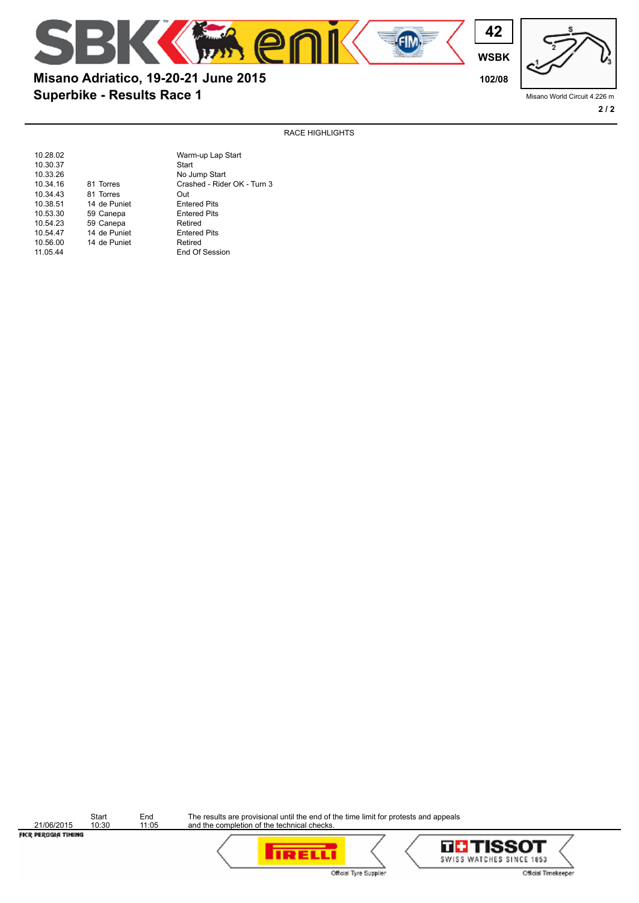# Misano Adriatico, 19-20-21 June 2015

## Superbike - Results Race 1

42

WSBK

102/08

Misano World Circuit 4.226 m

RACE HIGHLIGHTS

| | | |
|---|---|---|
| 10.28.02 | | Warm-up Lap Start |
| 10.30.37 | | Start |
| 10.33.26 | | No Jump Start |
| 10.34.16 | 81 Torres | Crashed - Rider OK - Turn 3 |
| 10.34.43 | 81 Torres | Out |
| 10.38.51 | 14 de Puniet | Entered Pits |
| 10.53.30 | 59 Canepa | Entered Pits |
| 10.54.23 | 59 Canepa | Retired |
| 10.54.47 | 14 de Puniet | Entered Pits |
| 10.56.00 | 14 de Puniet | Retired |
| 11.05.44 | | End Of Session |

| | Start | End |
|---|---|---|
| 21/06/2015 | 10:30 | 11:05 |

The results are provisional until the end of the time limit for protests and appeals and the completion of the technical checks.

FICR PERUGIA TIMING

Official Tyre Supplier

TISSOT SWISS WATCHES SINCE 1853

Official Timekeeper